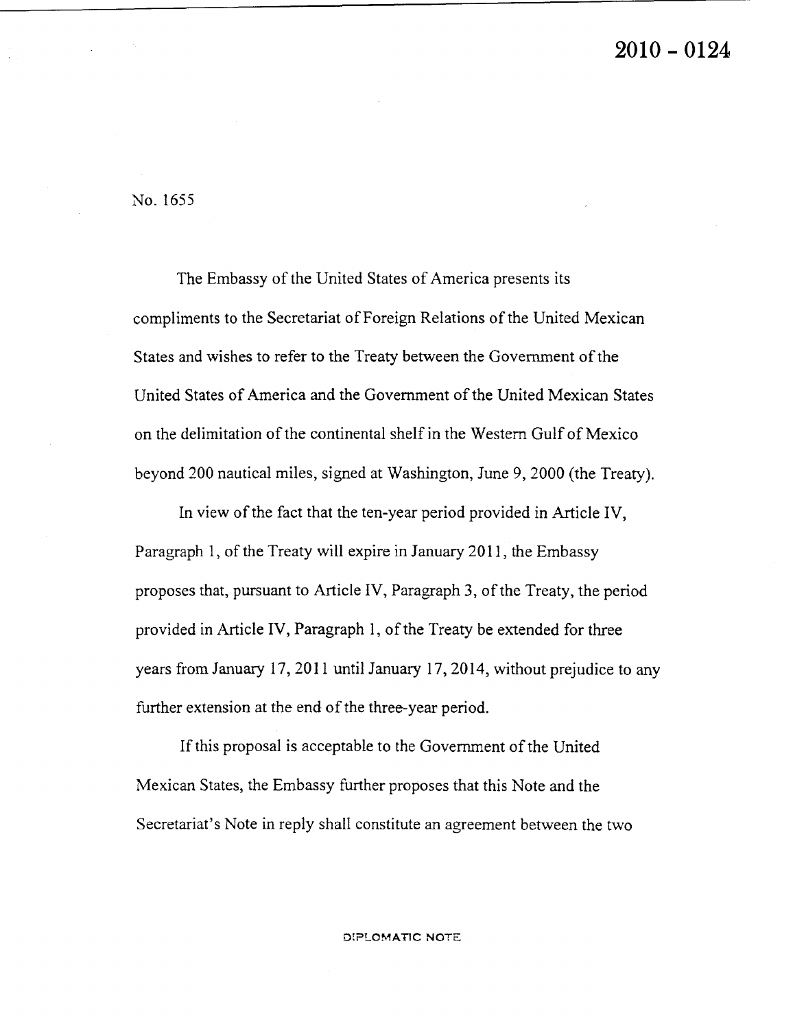2010 - 0124

No. 1655

The Embassy of the United States of America presents its compliments to the Secretariat of Foreign Relations of the United Mexican States and wishes to refer to the Treaty between the Government of the United States of America and the Government of the United Mexican States on the delimitation of the continental shelf in the Western Gulf of Mexico beyond 200 nautical miles, signed at Washington, June 9, 2000 (the Treaty).

In view of the fact that the ten-year period provided in Article IV, Paragraph 1, of the Treaty will expire in January 2011, the Embassy proposes that, pursuant to Article IV, Paragraph 3, of the Treaty, the period provided in Article IV, Paragraph 1, of the Treaty be extended for three years from January 17, 2011 until January 17, 2014, without prejudice to any further extension at the end of the three-year period.

If this proposal is acceptable to the Government of the United Mexican States, the Embassy further proposes that this Note and the Secretariat's Note in reply shall constitute an agreement between the two

DIPLOMATIC NOTE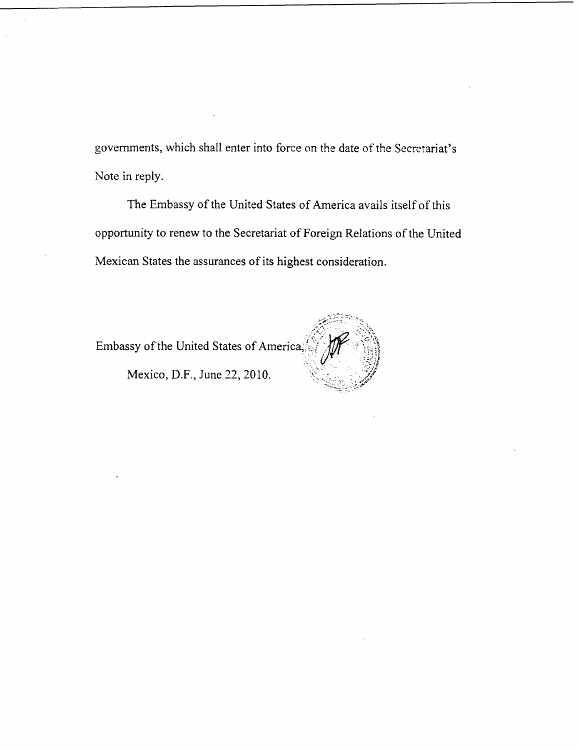governments, which shall enter into force on the date of the Secretariat's Note in reply.

The Embassy of the United States of America avails itself of this opportunity to renew to the Secretariat of Foreign Relations of the United Mexican States the assurances of its highest consideration.

Embassy of the United States of America,

Mexico, D.F., June 22, 2010.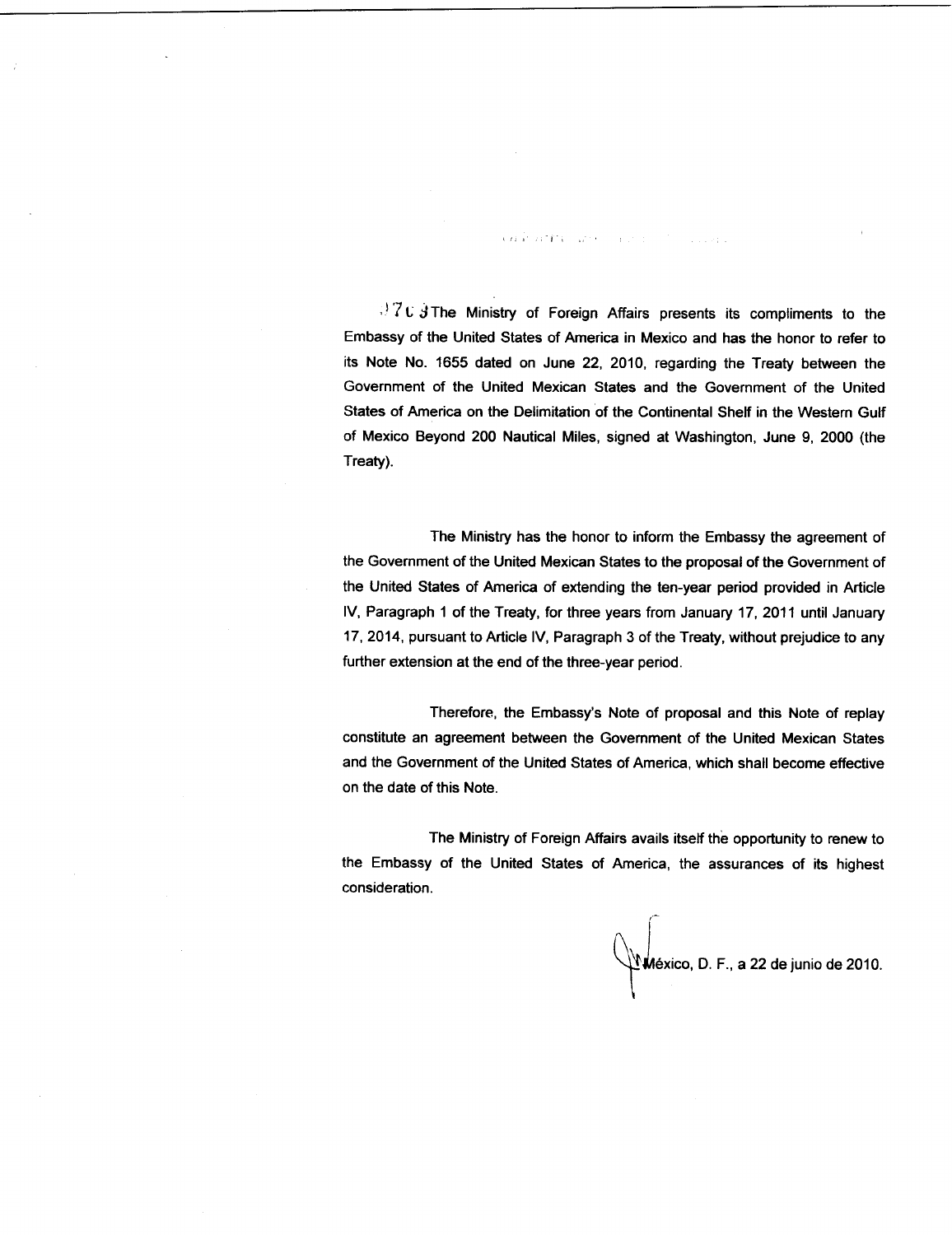3703 The Ministry of Foreign Affairs presents its compliments to the Embassy of the United States of America in Mexico and has the honor to refer to its Note No. 1655 dated on June 22, 2010, regarding the Treaty between the Government of the United Mexican States and the Government of the United States of America on the Delimitation of the Continental Shelf in the Western Gulf of Mexico Beyond 200 Nautical Miles, signed at Washington, June 9, 2000 (the Treaty).

The Ministry has the honor to inform the Embassy the agreement of the Government of the United Mexican States to the proposal of the Government of the United States of America of extending the ten-year period provided in Article IV, Paragraph 1 of the Treaty, for three years from January 17, 2011 until January 17, 2014, pursuant to Article IV, Paragraph 3 of the Treaty, without prejudice to any further extension at the end of the three-year period.

Therefore, the Embassy's Note of proposal and this Note of replay constitute an agreement between the Government of the United Mexican States and the Government of the United States of America, which shall become effective on the date of this Note.

The Ministry of Foreign Affairs avails itself the opportunity to renew to the Embassy of the United States of America, the assurances of its highest consideration.

México, D. F., a 22 de junio de 2010.